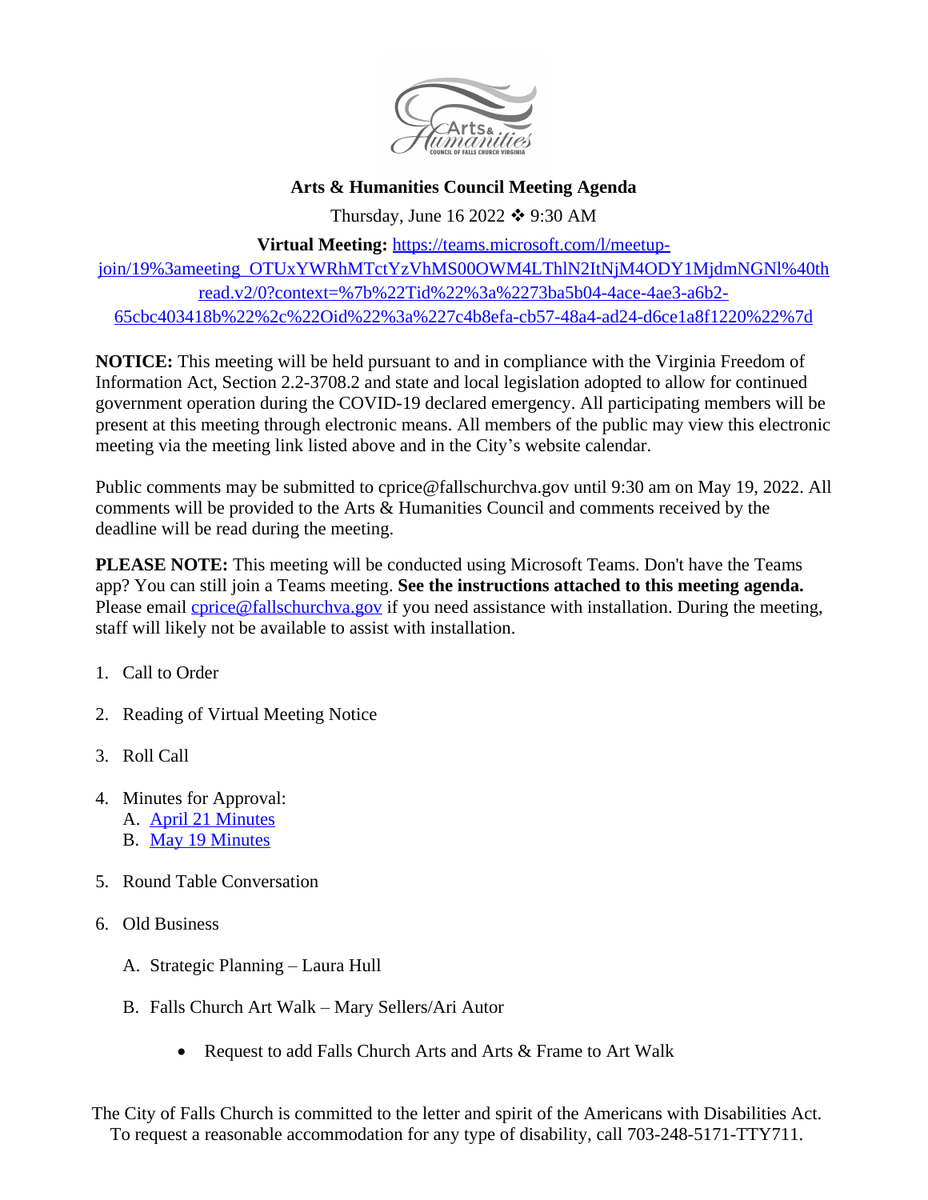**Arts & Humanities Council Meeting Agenda**

Thursday, June 16 2022 ❖ 9:30 AM

**Virtual Meeting:** https://teams.microsoft.com/l/meetup-join/19%3ameeting_OTUxYWRhMTctYzVhMS00OWM4LThlN2ItNjM4ODY1MjdmNGNl%40thread.v2/0?context=%7b%22Tid%22%3a%2273ba5b04-4ace-4ae3-a6b2-65cbc403418b%22%2c%22Oid%22%3a%227c4b8efa-cb57-48a4-ad24-d6ce1a8f1220%22%7d

**NOTICE:** This meeting will be held pursuant to and in compliance with the Virginia Freedom of Information Act, Section 2.2-3708.2 and state and local legislation adopted to allow for continued government operation during the COVID-19 declared emergency. All participating members will be present at this meeting through electronic means. All members of the public may view this electronic meeting via the meeting link listed above and in the City's website calendar.

Public comments may be submitted to cprice@fallschurchva.gov until 9:30 am on May 19, 2022. All comments will be provided to the Arts & Humanities Council and comments received by the deadline will be read during the meeting.

**PLEASE NOTE:** This meeting will be conducted using Microsoft Teams. Don't have the Teams app? You can still join a Teams meeting. **See the instructions attached to this meeting agenda.** Please email cprice@fallschurchva.gov if you need assistance with installation. During the meeting, staff will likely not be available to assist with installation.

1. Call to Order
2. Reading of Virtual Meeting Notice
3. Roll Call
4. Minutes for Approval:
   A. April 21 Minutes
   B. May 19 Minutes
5. Round Table Conversation
6. Old Business
   A. Strategic Planning – Laura Hull
   B. Falls Church Art Walk – Mary Sellers/Ari Autor
      - Request to add Falls Church Arts and Arts & Frame to Art Walk

The City of Falls Church is committed to the letter and spirit of the Americans with Disabilities Act. To request a reasonable accommodation for any type of disability, call 703-248-5171-TTY711.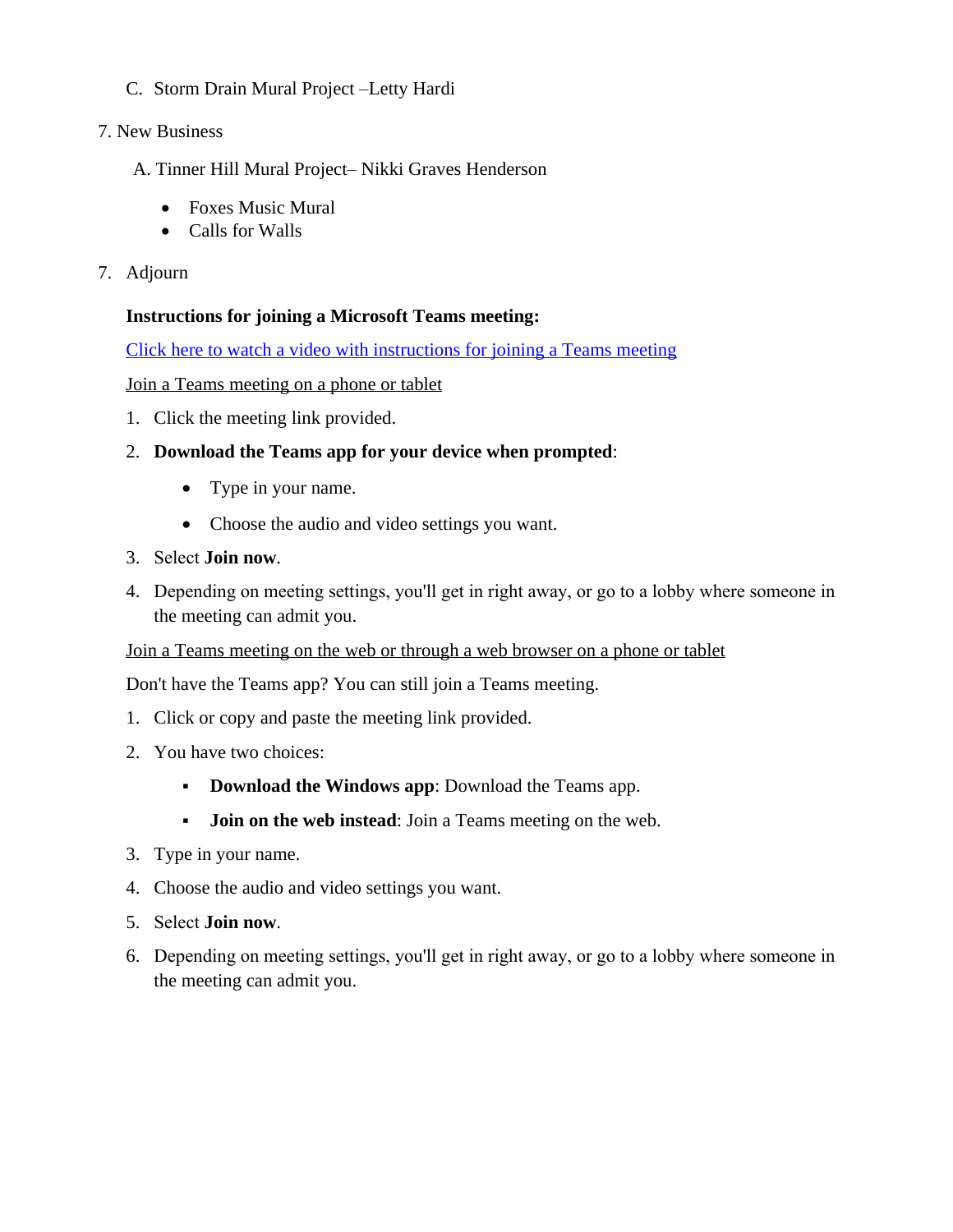C. Storm Drain Mural Project –Letty Hardi

7. New Business

A. Tinner Hill Mural Project– Nikki Graves Henderson

- Foxes Music Mural
- Calls for Walls

7. Adjourn

**Instructions for joining a Microsoft Teams meeting:**

Click here to watch a video with instructions for joining a Teams meeting

Join a Teams meeting on a phone or tablet

1. Click the meeting link provided.
2. **Download the Teams app for your device when prompted**:
   - Type in your name.
   - Choose the audio and video settings you want.
3. Select **Join now**.
4. Depending on meeting settings, you'll get in right away, or go to a lobby where someone in the meeting can admit you.

Join a Teams meeting on the web or through a web browser on a phone or tablet

Don't have the Teams app? You can still join a Teams meeting.

1. Click or copy and paste the meeting link provided.
2. You have two choices:
   - **Download the Windows app**: Download the Teams app.
   - **Join on the web instead**: Join a Teams meeting on the web.
3. Type in your name.
4. Choose the audio and video settings you want.
5. Select **Join now**.
6. Depending on meeting settings, you'll get in right away, or go to a lobby where someone in the meeting can admit you.